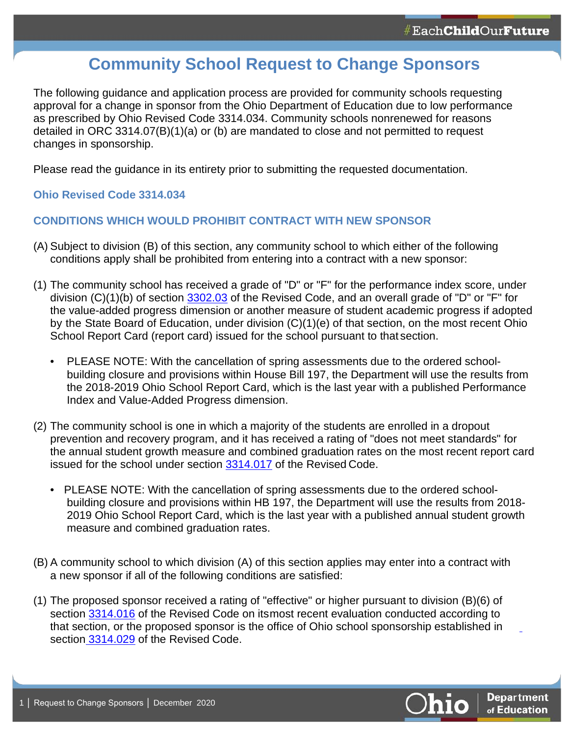# Community School Request to Change Sponsors

The following guidance and application process are provided for community schools requesting approval for a change in sponsor from the Ohio Department of Education due to low performance as prescribed by Ohio Revised Code 3314.034. Community schools nonrenewed for reasons detailed in ORC 3314.07(B)(1)(a) or (b) are mandated to close and not permitted to request changes in sponsorship.

Please read the guidance in its entirety prior to submitting the requested documentation.

### Ohio Revised Code 3314.034

### CONDITIONS WHICH WOULD PROHIBIT CONTRACT WITH NEW SPONSOR

(A) Subject to division (B) of this section, any community school to which either of the following conditions apply shall be prohibited from entering into a contract with a new sponsor:

(1) The community school has received a grade of "D" or "F" for the performance index score, under division (C)(1)(b) of section 3302.03 of the Revised Code, and an overall grade of "D" or "F" for the value-added progress dimension or another measure of student academic progress if adopted by the State Board of Education, under division (C)(1)(e) of that section, on the most recent Ohio School Report Card (report card) issued for the school pursuant to that section.

- PLEASE NOTE: With the cancellation of spring assessments due to the ordered school-building closure and provisions within House Bill 197, the Department will use the results from the 2018-2019 Ohio School Report Card, which is the last year with a published Performance Index and Value-Added Progress dimension.

(2) The community school is one in which a majority of the students are enrolled in a dropout prevention and recovery program, and it has received a rating of "does not meet standards" for the annual student growth measure and combined graduation rates on the most recent report card issued for the school under section 3314.017 of the Revised Code.

- PLEASE NOTE: With the cancellation of spring assessments due to the ordered school-building closure and provisions within HB 197, the Department will use the results from 2018-2019 Ohio School Report Card, which is the last year with a published annual student growth measure and combined graduation rates.

(B) A community school to which division (A) of this section applies may enter into a contract with a new sponsor if all of the following conditions are satisfied:

(1) The proposed sponsor received a rating of "effective" or higher pursuant to division (B)(6) of section 3314.016 of the Revised Code on its most recent evaluation conducted according to that section, or the proposed sponsor is the office of Ohio school sponsorship established in section 3314.029 of the Revised Code.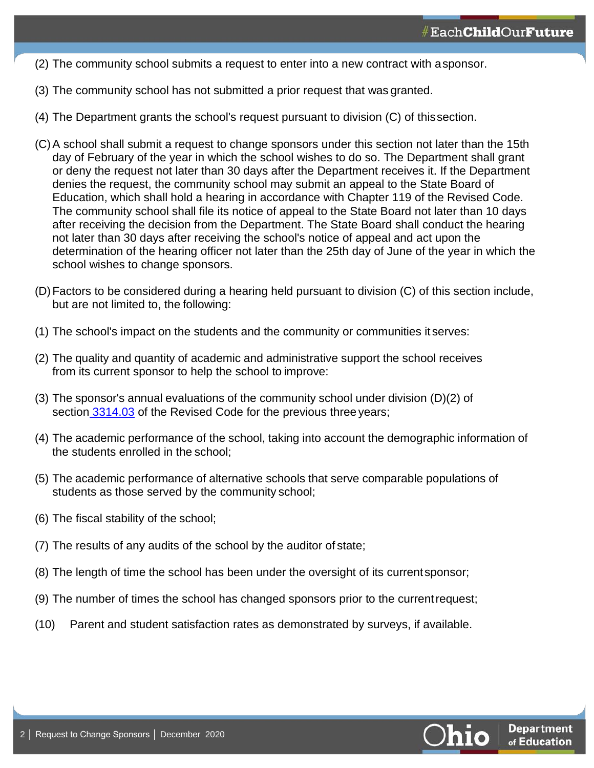(2) The community school submits a request to enter into a new contract with a sponsor.

(3) The community school has not submitted a prior request that was granted.

(4) The Department grants the school's request pursuant to division (C) of this section.

(C) A school shall submit a request to change sponsors under this section not later than the 15th day of February of the year in which the school wishes to do so. The Department shall grant or deny the request not later than 30 days after the Department receives it. If the Department denies the request, the community school may submit an appeal to the State Board of Education, which shall hold a hearing in accordance with Chapter 119 of the Revised Code. The community school shall file its notice of appeal to the State Board not later than 10 days after receiving the decision from the Department. The State Board shall conduct the hearing not later than 30 days after receiving the school's notice of appeal and act upon the determination of the hearing officer not later than the 25th day of June of the year in which the school wishes to change sponsors.

(D) Factors to be considered during a hearing held pursuant to division (C) of this section include, but are not limited to, the following:

(1) The school's impact on the students and the community or communities it serves:

(2) The quality and quantity of academic and administrative support the school receives from its current sponsor to help the school to improve:

(3) The sponsor's annual evaluations of the community school under division (D)(2) of section 3314.03 of the Revised Code for the previous three years;

(4) The academic performance of the school, taking into account the demographic information of the students enrolled in the school;

(5) The academic performance of alternative schools that serve comparable populations of students as those served by the community school;

(6) The fiscal stability of the school;

(7) The results of any audits of the school by the auditor of state;

(8) The length of time the school has been under the oversight of its current sponsor;

(9) The number of times the school has changed sponsors prior to the current request;

(10) Parent and student satisfaction rates as demonstrated by surveys, if available.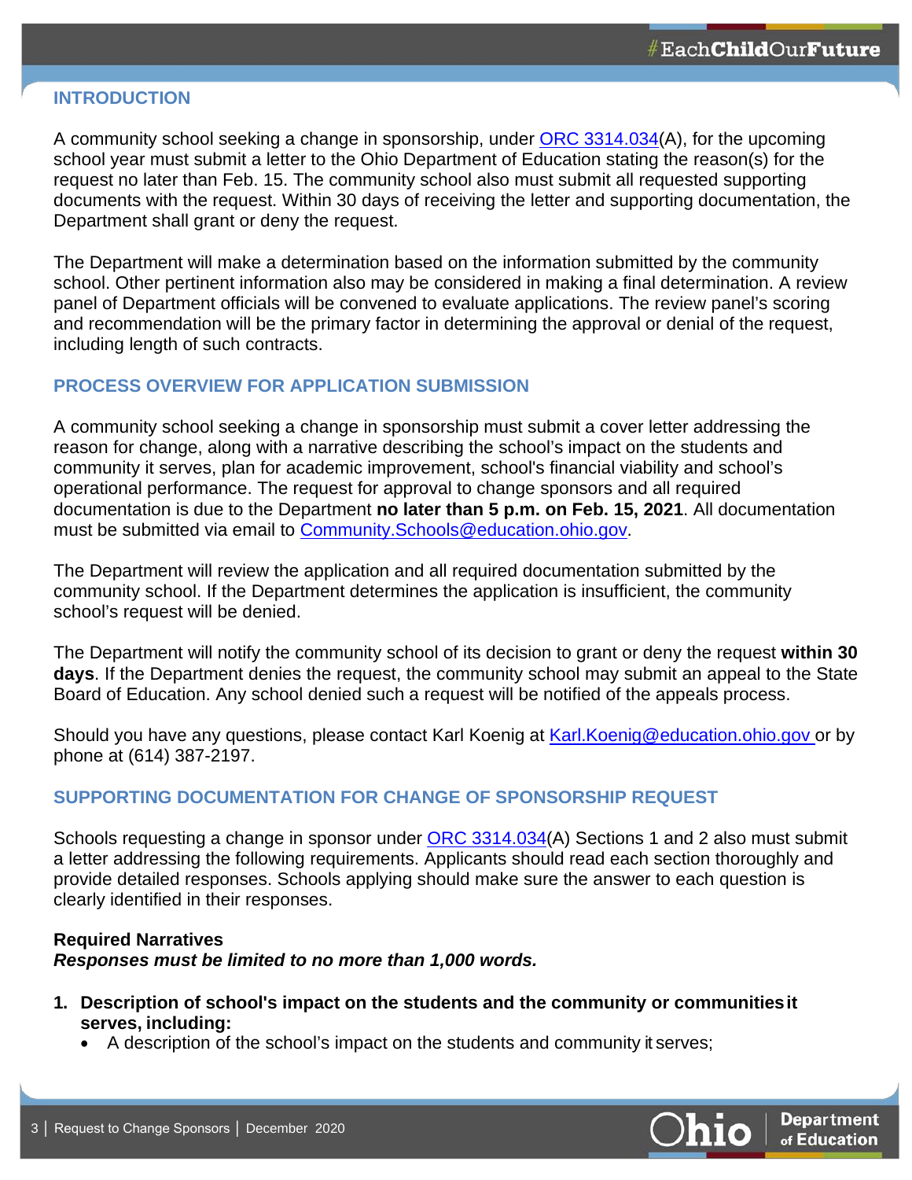## INTRODUCTION

A community school seeking a change in sponsorship, under [ORC 3314.034](A), for the upcoming school year must submit a letter to the Ohio Department of Education stating the reason(s) for the request no later than Feb. 15. The community school also must submit all requested supporting documents with the request. Within 30 days of receiving the letter and supporting documentation, the Department shall grant or deny the request.

The Department will make a determination based on the information submitted by the community school. Other pertinent information also may be considered in making a final determination. A review panel of Department officials will be convened to evaluate applications. The review panel's scoring and recommendation will be the primary factor in determining the approval or denial of the request, including length of such contracts.

## PROCESS OVERVIEW FOR APPLICATION SUBMISSION

A community school seeking a change in sponsorship must submit a cover letter addressing the reason for change, along with a narrative describing the school's impact on the students and community it serves, plan for academic improvement, school's financial viability and school's operational performance. The request for approval to change sponsors and all required documentation is due to the Department **no later than 5 p.m. on Feb. 15, 2021**. All documentation must be submitted via email to Community.Schools@education.ohio.gov.

The Department will review the application and all required documentation submitted by the community school. If the Department determines the application is insufficient, the community school's request will be denied.

The Department will notify the community school of its decision to grant or deny the request **within 30 days**. If the Department denies the request, the community school may submit an appeal to the State Board of Education. Any school denied such a request will be notified of the appeals process.

Should you have any questions, please contact Karl Koenig at Karl.Koenig@education.ohio.gov or by phone at (614) 387-2197.

## SUPPORTING DOCUMENTATION FOR CHANGE OF SPONSORSHIP REQUEST

Schools requesting a change in sponsor under [ORC 3314.034](A) Sections 1 and 2 also must submit a letter addressing the following requirements. Applicants should read each section thoroughly and provide detailed responses. Schools applying should make sure the answer to each question is clearly identified in their responses.

**Required Narratives**
***Responses must be limited to no more than 1,000 words.***

1. **Description of school's impact on the students and the community or communities it serves, including:**
   - A description of the school's impact on the students and community it serves;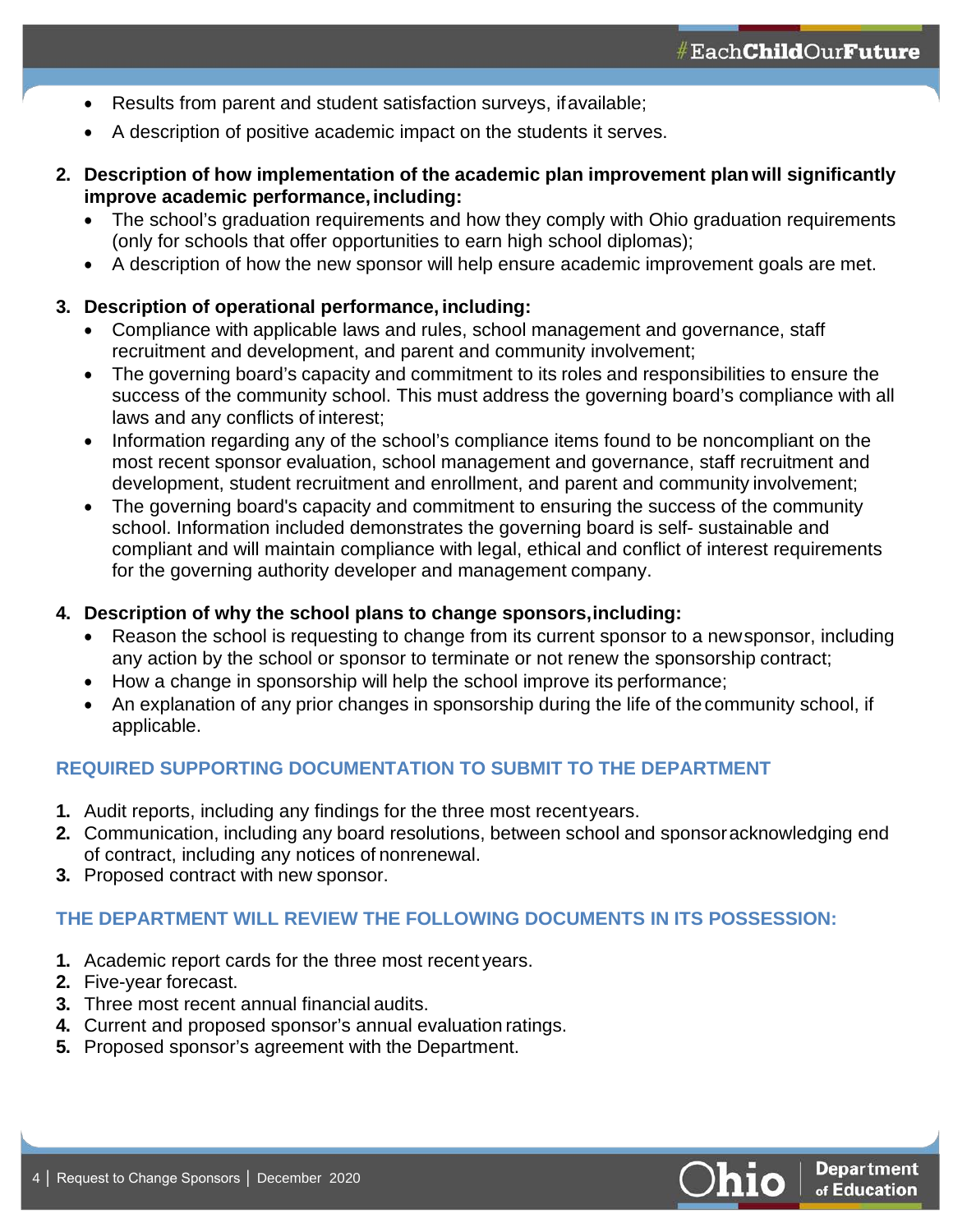- Results from parent and student satisfaction surveys, if available;
- A description of positive academic impact on the students it serves.

2. **Description of how implementation of the academic plan improvement plan will significantly improve academic performance, including:**
   - The school's graduation requirements and how they comply with Ohio graduation requirements (only for schools that offer opportunities to earn high school diplomas);
   - A description of how the new sponsor will help ensure academic improvement goals are met.

3. **Description of operational performance, including:**
   - Compliance with applicable laws and rules, school management and governance, staff recruitment and development, and parent and community involvement;
   - The governing board's capacity and commitment to its roles and responsibilities to ensure the success of the community school. This must address the governing board's compliance with all laws and any conflicts of interest;
   - Information regarding any of the school's compliance items found to be noncompliant on the most recent sponsor evaluation, school management and governance, staff recruitment and development, student recruitment and enrollment, and parent and community involvement;
   - The governing board's capacity and commitment to ensuring the success of the community school. Information included demonstrates the governing board is self- sustainable and compliant and will maintain compliance with legal, ethical and conflict of interest requirements for the governing authority developer and management company.

4. **Description of why the school plans to change sponsors, including:**
   - Reason the school is requesting to change from its current sponsor to a new sponsor, including any action by the school or sponsor to terminate or not renew the sponsorship contract;
   - How a change in sponsorship will help the school improve its performance;
   - An explanation of any prior changes in sponsorship during the life of the community school, if applicable.

## REQUIRED SUPPORTING DOCUMENTATION TO SUBMIT TO THE DEPARTMENT

1. Audit reports, including any findings for the three most recent years.
2. Communication, including any board resolutions, between school and sponsor acknowledging end of contract, including any notices of nonrenewal.
3. Proposed contract with new sponsor.

## THE DEPARTMENT WILL REVIEW THE FOLLOWING DOCUMENTS IN ITS POSSESSION:

1. Academic report cards for the three most recent years.
2. Five-year forecast.
3. Three most recent annual financial audits.
4. Current and proposed sponsor's annual evaluation ratings.
5. Proposed sponsor's agreement with the Department.